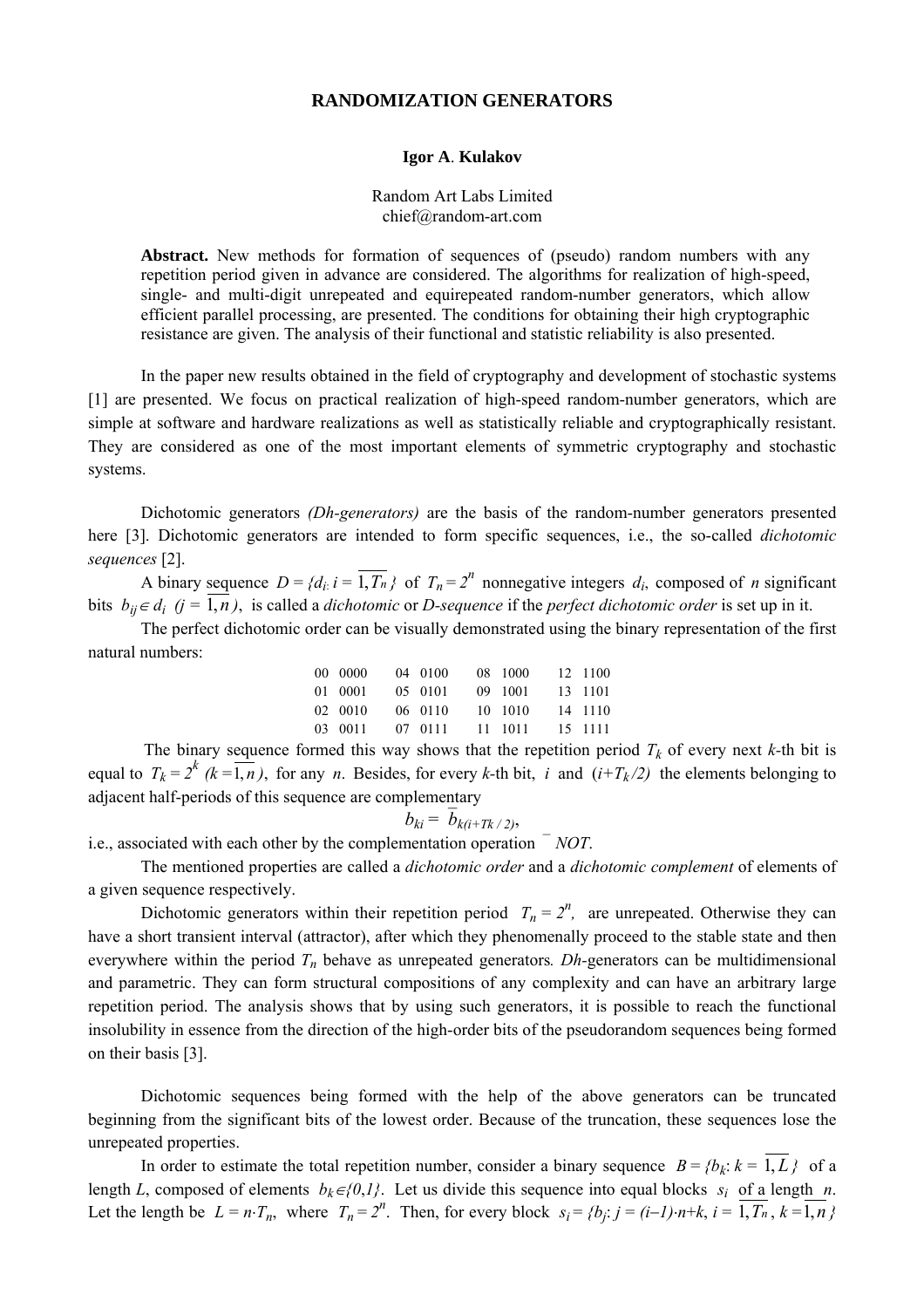# RANDOMIZATION GENERATORS

**Igor A. Kulakov**

Random Art Labs Limited
chief@random-art.com

**Abstract.** New methods for formation of sequences of (pseudo) random numbers with any repetition period given in advance are considered. The algorithms for realization of high-speed, single- and multi-digit unrepeated and equirepeated random-number generators, which allow efficient parallel processing, are presented. The conditions for obtaining their high cryptographic resistance are given. The analysis of their functional and statistic reliability is also presented.

In the paper new results obtained in the field of cryptography and development of stochastic systems [1] are presented. We focus on practical realization of high-speed random-number generators, which are simple at software and hardware realizations as well as statistically reliable and cryptographically resistant. They are considered as one of the most important elements of symmetric cryptography and stochastic systems.

Dichotomic generators *(Dh-generators)* are the basis of the random-number generators presented here [3]. Dichotomic generators are intended to form specific sequences, i.e., the so-called *dichotomic sequences* [2].

A binary sequence $D = \{d_i: i = \overline{1, T_n}\}$ of $T_n = 2^n$ nonnegative integers $d_i$, composed of $n$ significant bits $b_{ij} \in d_i$ $(j = \overline{1, n})$, is called a *dichotomic* or *D-sequence* if the *perfect dichotomic order* is set up in it.

The perfect dichotomic order can be visually demonstrated using the binary representation of the first natural numbers:

| | | | | | | | |
|---|---|---|---|---|---|---|---|
| 00 | 0000 | 04 | 0100 | 08 | 1000 | 12 | 1100 |
| 01 | 0001 | 05 | 0101 | 09 | 1001 | 13 | 1101 |
| 02 | 0010 | 06 | 0110 | 10 | 1010 | 14 | 1110 |
| 03 | 0011 | 07 | 0111 | 11 | 1011 | 15 | 1111 |

The binary sequence formed this way shows that the repetition period $T_k$ of every next $k$-th bit is equal to $T_k = 2^k$ $(k = \overline{1, n})$, for any $n$. Besides, for every $k$-th bit, $i$ and $(i + T_k/2)$ the elements belonging to adjacent half-periods of this sequence are complementary

$$b_{ki} = \bar{b}_{k(i+Tk/2)},$$

i.e., associated with each other by the complementation operation $^{-}$ *NOT*.

The mentioned properties are called a *dichotomic order* and a *dichotomic complement* of elements of a given sequence respectively.

Dichotomic generators within their repetition period $T_n = 2^n$, are unrepeated. Otherwise they can have a short transient interval (attractor), after which they phenomenally proceed to the stable state and then everywhere within the period $T_n$ behave as unrepeated generators. *Dh*-generators can be multidimensional and parametric. They can form structural compositions of any complexity and can have an arbitrary large repetition period. The analysis shows that by using such generators, it is possible to reach the functional insolubility in essence from the direction of the high-order bits of the pseudorandom sequences being formed on their basis [3].

Dichotomic sequences being formed with the help of the above generators can be truncated beginning from the significant bits of the lowest order. Because of the truncation, these sequences lose the unrepeated properties.

In order to estimate the total repetition number, consider a binary sequence $B = \{b_k: k = \overline{1, L}\}$ of a length $L$, composed of elements $b_k \in \{0,1\}$. Let us divide this sequence into equal blocks $s_i$ of a length $n$. Let the length be $L = n \cdot T_n$, where $T_n = 2^n$. Then, for every block $s_i = \{b_j: j = (i-1) \cdot n + k, i = \overline{1, T_n}, k = \overline{1, n}\}$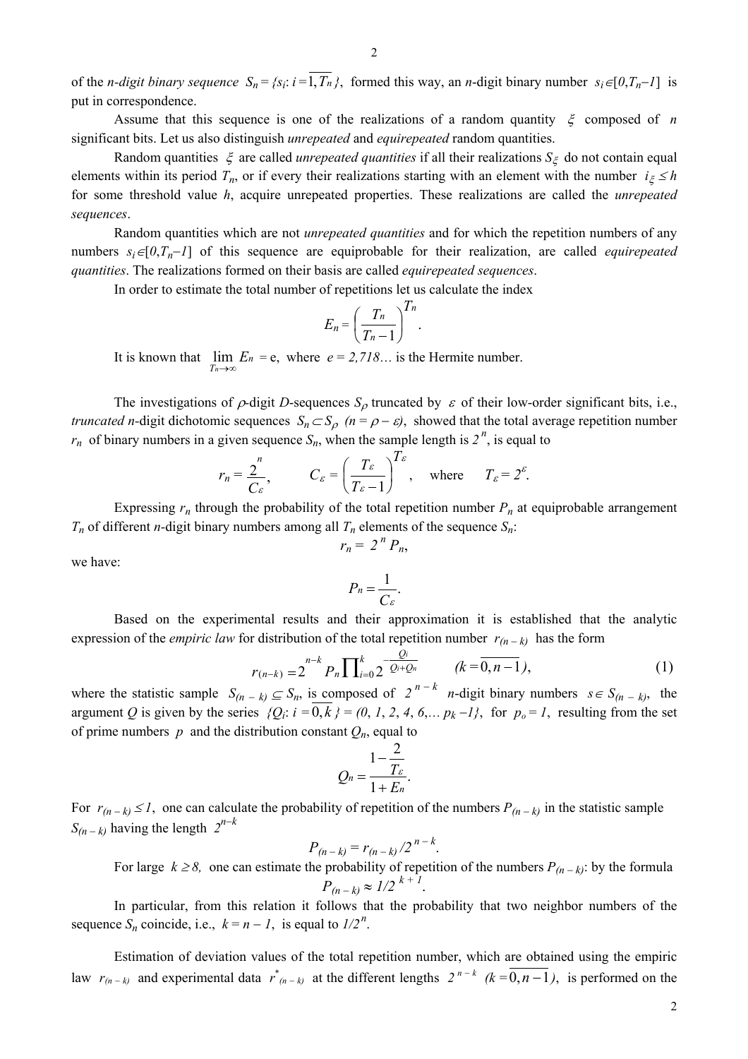of the *n-digit binary sequence* $S_n = \{s_i : i = \overline{1, T_n}\}$, formed this way, an *n*-digit binary number $s_i \in [0, T_n - 1]$ is put in correspondence.

Assume that this sequence is one of the realizations of a random quantity $\xi$ composed of *n* significant bits. Let us also distinguish *unrepeated* and *equirepeated* random quantities.

Random quantities $\xi$ are called *unrepeated quantities* if all their realizations $S_\xi$ do not contain equal elements within its period $T_n$, or if every their realizations starting with an element with the number $i_\xi \le h$ for some threshold value *h*, acquire unrepeated properties. These realizations are called the *unrepeated sequences*.

Random quantities which are not *unrepeated quantities* and for which the repetition numbers of any numbers $s_i \in [0, T_n - 1]$ of this sequence are equiprobable for their realization, are called *equirepeated quantities*. The realizations formed on their basis are called *equirepeated sequences*.

In order to estimate the total number of repetitions let us calculate the index

$$E_n = \left( \frac{T_n}{T_n - 1} \right)^{T_n}.$$

It is known that $\lim_{T_n \to \infty} E_n = e$, where $e = 2{,}718\ldots$ is the Hermite number.

The investigations of $\rho$-digit *D*-sequences $S_\rho$ truncated by $\varepsilon$ of their low-order significant bits, i.e., *truncated n*-digit dichotomic sequences $S_n \subset S_\rho$ $(n = \rho - \varepsilon)$, showed that the total average repetition number $r_n$ of binary numbers in a given sequence $S_n$, when the sample length is $2^n$, is equal to

$$r_n = \frac{2^n}{C_\varepsilon}, \qquad C_\varepsilon = \left( \frac{T_\varepsilon}{T_\varepsilon - 1} \right)^{T_\varepsilon}, \quad \text{where} \quad T_\varepsilon = 2^\varepsilon.$$

Expressing $r_n$ through the probability of the total repetition number $P_n$ at equiprobable arrangement $T_n$ of different *n*-digit binary numbers among all $T_n$ elements of the sequence $S_n$:

$$r_n = 2^n P_n,$$

we have:

$$P_n = \frac{1}{C_\varepsilon}.$$

Based on the experimental results and their approximation it is established that the analytic expression of the *empiric law* for distribution of the total repetition number $r_{(n-k)}$ has the form

$$r_{(n-k)} = 2^{n-k} P_n \prod_{i=0}^{k} 2^{-\frac{Q_i}{Q_i + Q_n}} \qquad (k = \overline{0, n-1}), \tag{1}$$

where the statistic sample $S_{(n-k)} \subseteq S_n$, is composed of $2^{n-k}$ *n*-digit binary numbers $s \in S_{(n-k)}$, the argument *Q* is given by the series $\{Q_i : i = \overline{0, k}\} = (0, 1, 2, 4, 6, \ldots p_k - 1\}$, for $p_o = 1$, resulting from the set of prime numbers *p* and the distribution constant $Q_n$, equal to

$$Q_n = \frac{1 - \dfrac{2}{T_\varepsilon}}{1 + E_n}.$$

For $r_{(n-k)} \le 1$, one can calculate the probability of repetition of the numbers $P_{(n-k)}$ in the statistic sample $S_{(n-k)}$ having the length $2^{n-k}$

$$P_{(n-k)} = r_{(n-k)} / 2^{n-k}.$$

For large $k \ge 8$, one can estimate the probability of repetition of the numbers $P_{(n-k)}$: by the formula

$$P_{(n-k)} \approx 1/2^{k+1}.$$

In particular, from this relation it follows that the probability that two neighbor numbers of the sequence $S_n$ coincide, i.e., $k = n - 1$, is equal to $1/2^n$.

Estimation of deviation values of the total repetition number, which are obtained using the empiric law $r_{(n-k)}$ and experimental data $r^*_{(n-k)}$ at the different lengths $2^{n-k}$ $(k = \overline{0, n-1})$, is performed on the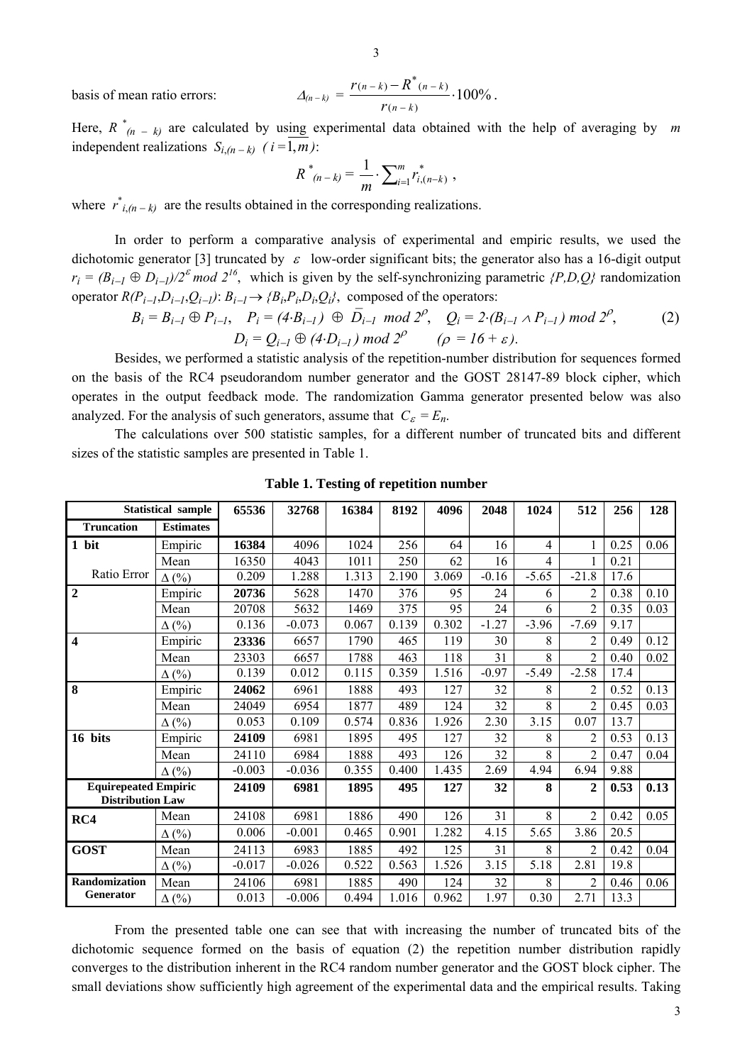basis of mean ratio errors: $$\Delta_{(n-k)} = \frac{r_{(n-k)} - R^*_{(n-k)}}{r_{(n-k)}} \cdot 100\% .$$

Here, $R^*_{(n-k)}$ are calculated by using experimental data obtained with the help of averaging by $m$ independent realizations $S_{i,(n-k)}$ $(i = \overline{1,m})$:

$$R^*_{(n-k)} = \frac{1}{m} \cdot \sum_{i=1}^{m} r^*_{i,(n-k)} ,$$

where $r^*_{i,(n-k)}$ are the results obtained in the corresponding realizations.

In order to perform a comparative analysis of experimental and empiric results, we used the dichotomic generator [3] truncated by $\varepsilon$ low-order significant bits; the generator also has a 16-digit output $r_i = (B_{i-1} \oplus D_{i-1})/2^{\varepsilon} \bmod 2^{16}$, which is given by the self-synchronizing parametric $\{P,D,Q\}$ randomization operator $R(P_{i-1},D_{i-1},Q_{i-1})$: $B_{i-1} \rightarrow \{B_i,P_i,D_i,Q_i\}$, composed of the operators:

$$B_i = B_{i-1} \oplus P_{i-1}, \quad P_i = (4 \cdot B_{i-1}) \oplus \overline{D}_{i-1} \bmod 2^{\rho}, \quad Q_i = 2 \cdot (B_{i-1} \wedge P_{i-1}) \bmod 2^{\rho}, \qquad (2)$$
$$D_i = Q_{i-1} \oplus (4 \cdot D_{i-1}) \bmod 2^{\rho} \qquad (\rho = 16 + \varepsilon).$$

Besides, we performed a statistic analysis of the repetition-number distribution for sequences formed on the basis of the RC4 pseudorandom number generator and the GOST 28147-89 block cipher, which operates in the output feedback mode. The randomization Gamma generator presented below was also analyzed. For the analysis of such generators, assume that $C_{\varepsilon} = E_n$.

The calculations over 500 statistic samples, for a different number of truncated bits and different sizes of the statistic samples are presented in Table 1.

**Table 1. Testing of repetition number**

| Statistical sample | | 65536 | 32768 | 16384 | 8192 | 4096 | 2048 | 1024 | 512 | 256 | 128 |
|---|---|---|---|---|---|---|---|---|---|---|---|
| **Truncation** | **Estimates** | | | | | | | | | | |
| **1 bit** | Empiric | **16384** | 4096 | 1024 | 256 | 64 | 16 | 4 | 1 | 0.25 | 0.06 |
| | Mean | 16350 | 4043 | 1011 | 250 | 62 | 16 | 4 | 1 | 0.21 | |
| Ratio Error | Δ (%) | 0.209 | 1.288 | 1.313 | 2.190 | 3.069 | -0.16 | -5.65 | -21.8 | 17.6 | |
| **2** | Empiric | **20736** | 5628 | 1470 | 376 | 95 | 24 | 6 | 2 | 0.38 | 0.10 |
| | Mean | 20708 | 5632 | 1469 | 375 | 95 | 24 | 6 | 2 | 0.35 | 0.03 |
| | Δ (%) | 0.136 | -0.073 | 0.067 | 0.139 | 0.302 | -1.27 | -3.96 | -7.69 | 9.17 | |
| **4** | Empiric | **23336** | 6657 | 1790 | 465 | 119 | 30 | 8 | 2 | 0.49 | 0.12 |
| | Mean | 23303 | 6657 | 1788 | 463 | 118 | 31 | 8 | 2 | 0.40 | 0.02 |
| | Δ (%) | 0.139 | 0.012 | 0.115 | 0.359 | 1.516 | -0.97 | -5.49 | -2.58 | 17.4 | |
| **8** | Empiric | **24062** | 6961 | 1888 | 493 | 127 | 32 | 8 | 2 | 0.52 | 0.13 |
| | Mean | 24049 | 6954 | 1877 | 489 | 124 | 32 | 8 | 2 | 0.45 | 0.03 |
| | Δ (%) | 0.053 | 0.109 | 0.574 | 0.836 | 1.926 | 2.30 | 3.15 | 0.07 | 13.7 | |
| **16 bits** | Empiric | **24109** | 6981 | 1895 | 495 | 127 | 32 | 8 | 2 | 0.53 | 0.13 |
| | Mean | 24110 | 6984 | 1888 | 493 | 126 | 32 | 8 | 2 | 0.47 | 0.04 |
| | Δ (%) | -0.003 | -0.036 | 0.355 | 0.400 | 1.435 | 2.69 | 4.94 | 6.94 | 9.88 | |
| **Equirepeated Empiric Distribution Law** | | **24109** | **6981** | **1895** | **495** | **127** | **32** | **8** | **2** | **0.53** | **0.13** |
| **RC4** | Mean | 24108 | 6981 | 1886 | 490 | 126 | 31 | 8 | 2 | 0.42 | 0.05 |
| | Δ (%) | 0.006 | -0.001 | 0.465 | 0.901 | 1.282 | 4.15 | 5.65 | 3.86 | 20.5 | |
| **GOST** | Mean | 24113 | 6983 | 1885 | 492 | 125 | 31 | 8 | 2 | 0.42 | 0.04 |
| | Δ (%) | -0.017 | -0.026 | 0.522 | 0.563 | 1.526 | 3.15 | 5.18 | 2.81 | 19.8 | |
| **Randomization Generator** | Mean | 24106 | 6981 | 1885 | 490 | 124 | 32 | 8 | 2 | 0.46 | 0.06 |
| | Δ (%) | 0.013 | -0.006 | 0.494 | 1.016 | 0.962 | 1.97 | 0.30 | 2.71 | 13.3 | |

From the presented table one can see that with increasing the number of truncated bits of the dichotomic sequence formed on the basis of equation (2) the repetition number distribution rapidly converges to the distribution inherent in the RC4 random number generator and the GOST block cipher. The small deviations show sufficiently high agreement of the experimental data and the empirical results. Taking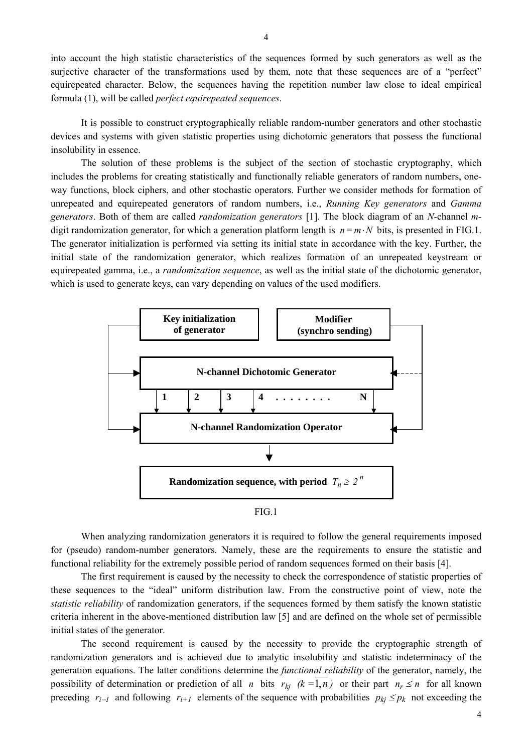into account the high statistic characteristics of the sequences formed by such generators as well as the surjective character of the transformations used by them, note that these sequences are of a "perfect" equirepeated character. Below, the sequences having the repetition number law close to ideal empirical formula (1), will be called *perfect equirepeated sequences*.

It is possible to construct cryptographically reliable random-number generators and other stochastic devices and systems with given statistic properties using dichotomic generators that possess the functional insolubility in essence.

The solution of these problems is the subject of the section of stochastic cryptography, which includes the problems for creating statistically and functionally reliable generators of random numbers, one-way functions, block ciphers, and other stochastic operators. Further we consider methods for formation of unrepeated and equirepeated generators of random numbers, i.e., *Running Key generators* and *Gamma generators*. Both of them are called *randomization generators* [1]. The block diagram of an *N*-channel *m*-digit randomization generator, for which a generation platform length is $n = m \cdot N$ bits, is presented in FIG.1. The generator initialization is performed via setting its initial state in accordance with the key. Further, the initial state of the randomization generator, which realizes formation of an unrepeated keystream or equirepeated gamma, i.e., a *randomization sequence*, as well as the initial state of the dichotomic generator, which is used to generate keys, can vary depending on values of the used modifiers.

```
+----------------------+     +----------------------+
|  Key initialization  |     |       Modifier       |
|     of generator     |     |   (synchro sending)  |
+----------------------+     +----------------------+

+-------------------------------------------------+
|          N-channel Dichotomic Generator         |
+-------------------------------------------------+
    1     2     3     4    . . . . . . . .    N
+-------------------------------------------------+
|         N-channel Randomization Operator        |
+-------------------------------------------------+
                        |
                        v
+-------------------------------------------------+
|   Randomization sequence, with period T_n ≥ 2^n |
+-------------------------------------------------+
```

FIG.1

When analyzing randomization generators it is required to follow the general requirements imposed for (pseudo) random-number generators. Namely, these are the requirements to ensure the statistic and functional reliability for the extremely possible period of random sequences formed on their basis [4].

The first requirement is caused by the necessity to check the correspondence of statistic properties of these sequences to the "ideal" uniform distribution law. From the constructive point of view, note the *statistic reliability* of randomization generators, if the sequences formed by them satisfy the known statistic criteria inherent in the above-mentioned distribution law [5] and are defined on the whole set of permissible initial states of the generator.

The second requirement is caused by the necessity to provide the cryptographic strength of randomization generators and is achieved due to analytic insolubility and statistic indeterminacy of the generation equations. The latter conditions determine the *functional reliability* of the generator, namely, the possibility of determination or prediction of all $n$ bits $r_{kj}$ $(k = \overline{1, n})$ or their part $n_r \leq n$ for all known preceding $r_{i-1}$ and following $r_{i+1}$ elements of the sequence with probabilities $p_{kj} \leq p_k$ not exceeding the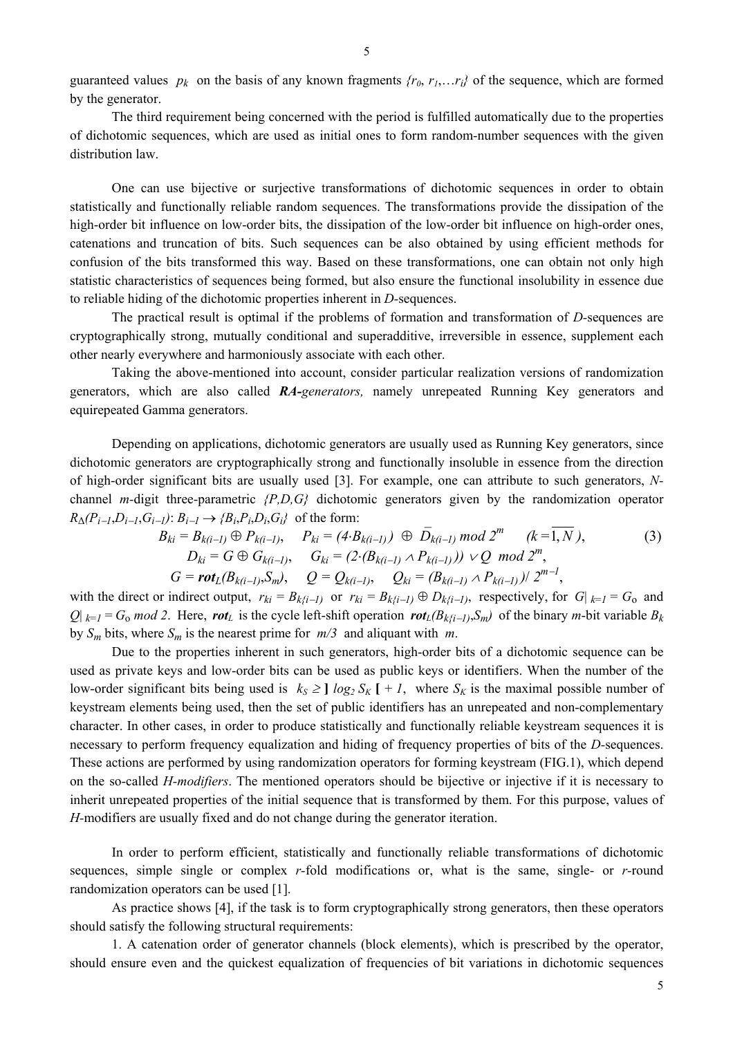guaranteed values $p_k$ on the basis of any known fragments $\{r_0, r_1, \ldots r_i\}$ of the sequence, which are formed by the generator.

The third requirement being concerned with the period is fulfilled automatically due to the properties of dichotomic sequences, which are used as initial ones to form random-number sequences with the given distribution law.

One can use bijective or surjective transformations of dichotomic sequences in order to obtain statistically and functionally reliable random sequences. The transformations provide the dissipation of the high-order bit influence on low-order bits, the dissipation of the low-order bit influence on high-order ones, catenations and truncation of bits. Such sequences can be also obtained by using efficient methods for confusion of the bits transformed this way. Based on these transformations, one can obtain not only high statistic characteristics of sequences being formed, but also ensure the functional insolubility in essence due to reliable hiding of the dichotomic properties inherent in *D*-sequences.

The practical result is optimal if the problems of formation and transformation of *D*-sequences are cryptographically strong, mutually conditional and superadditive, irreversible in essence, supplement each other nearly everywhere and harmoniously associate with each other.

Taking the above-mentioned into account, consider particular realization versions of randomization generators, which are also called ***RA**-generators,* namely unrepeated Running Key generators and equirepeated Gamma generators.

Depending on applications, dichotomic generators are usually used as Running Key generators, since dichotomic generators are cryptographically strong and functionally insoluble in essence from the direction of high-order significant bits are usually used [3]. For example, one can attribute to such generators, *N*-channel *m*-digit three-parametric $\{P,D,G\}$ dichotomic generators given by the randomization operator $R_\Delta(P_{i-1},D_{i-1},G_{i-1})$: $B_{i-1} \rightarrow \{B_i,P_i,D_i,G_i\}$ of the form:

$$B_{ki} = B_{k(i-1)} \oplus P_{k(i-1)}, \quad P_{ki} = (4 \cdot B_{k(i-1)}) \oplus \bar{D}_{k(i-1)} \bmod 2^m \quad (k = \overline{1, N}), \tag{3}$$
$$D_{ki} = G \oplus G_{k(i-1)}, \quad G_{ki} = (2 \cdot (B_{k(i-1)} \wedge P_{k(i-1)})) \vee Q \bmod 2^m,$$
$$G = \boldsymbol{rot}_L(B_{k(i-1)}, S_m), \quad Q = Q_{k(i-1)}, \quad Q_{ki} = (B_{k(i-1)} \wedge P_{k(i-1)}) / 2^{m-1},$$

with the direct or indirect output, $r_{ki} = B_{k(i-1)}$ or $r_{ki} = B_{k(i-1)} \oplus D_{k(i-1)}$, respectively, for $G|_{k=1} = G_o$ and $Q|_{k=1} = G_o \bmod 2$. Here, $\boldsymbol{rot}_L$ is the cycle left-shift operation $\boldsymbol{rot}_L(B_{k(i-1)},S_m)$ of the binary *m*-bit variable $B_k$ by $S_m$ bits, where $S_m$ is the nearest prime for $m/3$ and aliquant with $m$.

Due to the properties inherent in such generators, high-order bits of a dichotomic sequence can be used as private keys and low-order bits can be used as public keys or identifiers. When the number of the low-order significant bits being used is $k_S \geq ]\, \log_2 S_K\, [ + 1$, where $S_K$ is the maximal possible number of keystream elements being used, then the set of public identifiers has an unrepeated and non-complementary character. In other cases, in order to produce statistically and functionally reliable keystream sequences it is necessary to perform frequency equalization and hiding of frequency properties of bits of the *D*-sequences. These actions are performed by using randomization operators for forming keystream (FIG.1), which depend on the so-called *H-modifiers*. The mentioned operators should be bijective or injective if it is necessary to inherit unrepeated properties of the initial sequence that is transformed by them. For this purpose, values of *H*-modifiers are usually fixed and do not change during the generator iteration.

In order to perform efficient, statistically and functionally reliable transformations of dichotomic sequences, simple single or complex *r*-fold modifications or, what is the same, single- or *r*-round randomization operators can be used [1].

As practice shows [4], if the task is to form cryptographically strong generators, then these operators should satisfy the following structural requirements:

1. A catenation order of generator channels (block elements), which is prescribed by the operator, should ensure even and the quickest equalization of frequencies of bit variations in dichotomic sequences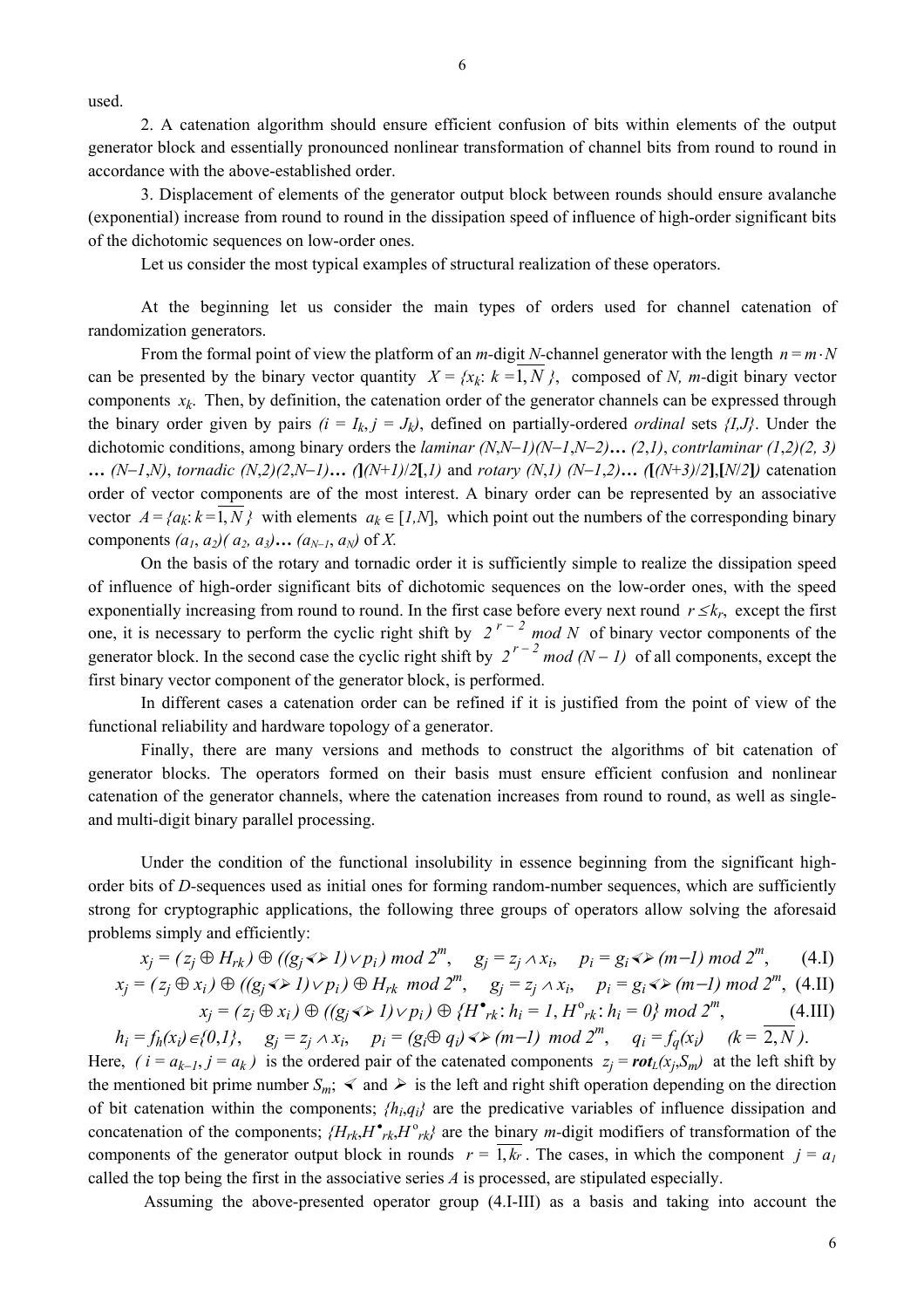used.

2. A catenation algorithm should ensure efficient confusion of bits within elements of the output generator block and essentially pronounced nonlinear transformation of channel bits from round to round in accordance with the above-established order.

3. Displacement of elements of the generator output block between rounds should ensure avalanche (exponential) increase from round to round in the dissipation speed of influence of high-order significant bits of the dichotomic sequences on low-order ones.

Let us consider the most typical examples of structural realization of these operators.

At the beginning let us consider the main types of orders used for channel catenation of randomization generators.

From the formal point of view the platform of an $m$-digit $N$-channel generator with the length $n = m \cdot N$ can be presented by the binary vector quantity $X = \{x_k: k = \overline{1, N}\}$, composed of $N$, $m$-digit binary vector components $x_k$. Then, by definition, the catenation order of the generator channels can be expressed through the binary order given by pairs $(i = I_k, j = J_k)$, defined on partially-ordered *ordinal* sets $\{I,J\}$. Under the dichotomic conditions, among binary orders the *laminar* $(N,N-1)(N-1,N-2)\ldots(2,1)$, *contrlaminar* $(1,2)(2,3)\ldots(N-1,N)$, *tornadic* $(N,2)(2,N-1)\ldots(\rceil(N+1)/2\lceil,1)$ and *rotary* $(N,1)(N-1,2)\ldots(\lceil(N+3)/2\rceil,\lceil N/2\rceil)$ catenation order of vector components are of the most interest. A binary order can be represented by an associative vector $A = \{a_k: k = \overline{1, N}\}$ with elements $a_k \in [1,N]$, which point out the numbers of the corresponding binary components $(a_1, a_2)(a_2, a_3)\ldots(a_{N-1}, a_N)$ of $X$.

On the basis of the rotary and tornadic order it is sufficiently simple to realize the dissipation speed of influence of high-order significant bits of dichotomic sequences on the low-order ones, with the speed exponentially increasing from round to round. In the first case before every next round $r \le k_r$, except the first one, it is necessary to perform the cyclic right shift by $2^{r-2} \bmod N$ of binary vector components of the generator block. In the second case the cyclic right shift by $2^{r-2} \bmod (N-1)$ of all components, except the first binary vector component of the generator block, is performed.

In different cases a catenation order can be refined if it is justified from the point of view of the functional reliability and hardware topology of a generator.

Finally, there are many versions and methods to construct the algorithms of bit catenation of generator blocks. The operators formed on their basis must ensure efficient confusion and nonlinear catenation of the generator channels, where the catenation increases from round to round, as well as single- and multi-digit binary parallel processing.

Under the condition of the functional insolubility in essence beginning from the significant high-order bits of $D$-sequences used as initial ones for forming random-number sequences, which are sufficiently strong for cryptographic applications, the following three groups of operators allow solving the aforesaid problems simply and efficiently:

$$x_j = (z_j \oplus H_{rk}) \oplus ((g_j \lessdot\!\gtrdot 1) \vee p_i) \bmod 2^m, \quad g_j = z_j \wedge x_i, \quad p_i = g_i \lessdot\!\gtrdot (m-1) \bmod 2^m, \qquad (4.\text{I})$$

$$x_j = (z_j \oplus x_i) \oplus ((g_j \lessdot\!\gtrdot 1) \vee p_i) \oplus H_{rk} \bmod 2^m, \quad g_j = z_j \wedge x_i, \quad p_i = g_i \lessdot\!\gtrdot (m-1) \bmod 2^m, \quad (4.\text{II})$$

$$x_j = (z_j \oplus x_i) \oplus ((g_j \lessdot\!\gtrdot 1) \vee p_i) \oplus \{H^{\bullet}_{rk}: h_i = 1, H^{\circ}_{rk}: h_i = 0\} \bmod 2^m, \qquad (4.\text{III})$$

$$h_i = f_h(x_i) \in \{0,1\}, \quad g_j = z_j \wedge x_i, \quad p_i = (g_i \oplus q_i) \lessdot\!\gtrdot (m-1) \bmod 2^m, \quad q_i = f_q(x_i) \quad (k = \overline{2, N}).$$

Here, $(i = a_{k-1}, j = a_k)$ is the ordered pair of the catenated components $z_j = \boldsymbol{rot}_L(x_j, S_m)$ at the left shift by the mentioned bit prime number $S_m$; $\lessdot$ and $\gtrdot$ is the left and right shift operation depending on the direction of bit catenation within the components; $\{h_i, q_i\}$ are the predicative variables of influence dissipation and concatenation of the components; $\{H_{rk}, H^{\bullet}_{rk}, H^{\circ}_{rk}\}$ are the binary $m$-digit modifiers of transformation of the components of the generator output block in rounds $r = \overline{1, k_r}$. The cases, in which the component $j = a_1$ called the top being the first in the associative series $A$ is processed, are stipulated especially.

Assuming the above-presented operator group (4.I-III) as a basis and taking into account the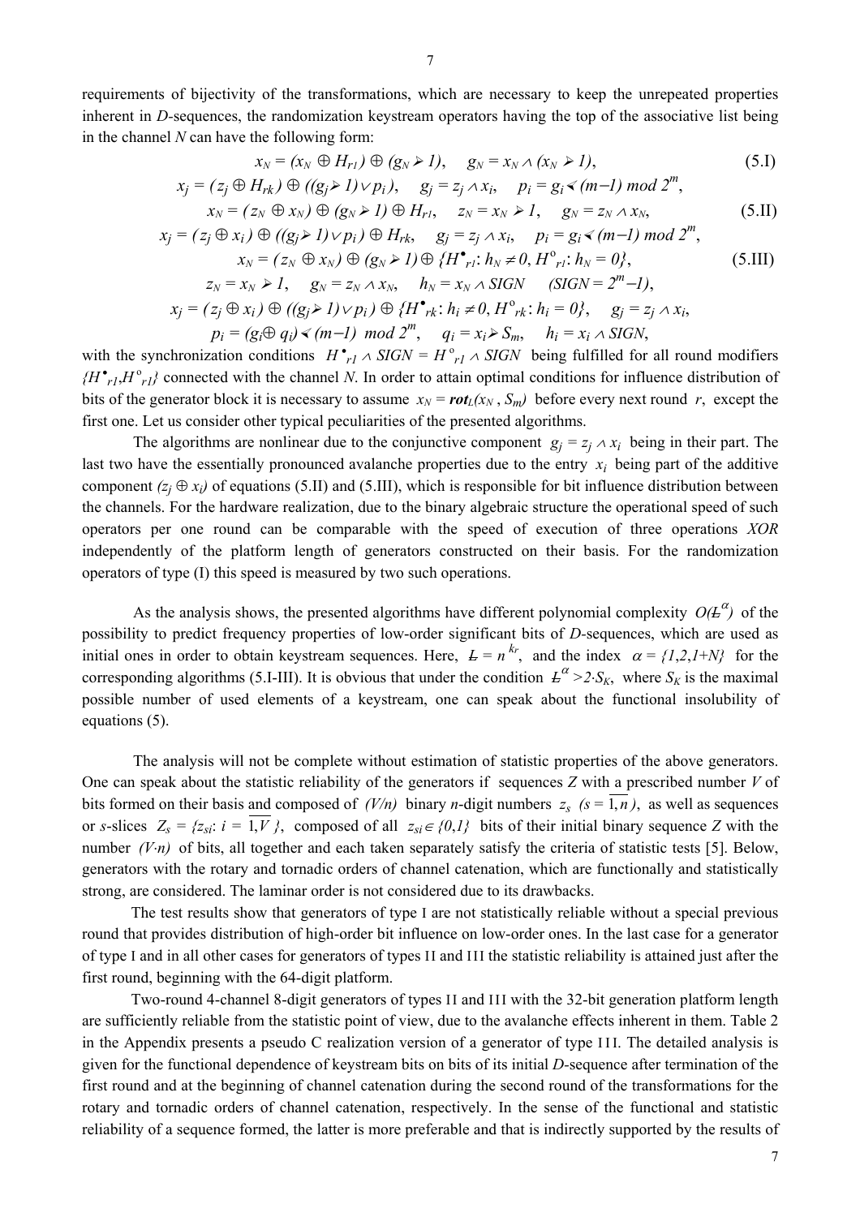requirements of bijectivity of the transformations, which are necessary to keep the unrepeated properties inherent in *D*-sequences, the randomization keystream operators having the top of the associative list being in the channel *N* can have the following form:

$$x_N = (x_N \oplus H_{r1}) \oplus (g_N \succ 1), \quad g_N = x_N \wedge (x_N \succ 1), \tag{5.I}$$

$$x_j = (z_j \oplus H_{rk}) \oplus ((g_j \succ 1) \vee p_i), \quad g_j = z_j \wedge x_i, \quad p_i = g_i \prec (m-1) \bmod 2^m,$$

$$x_N = (z_N \oplus x_N) \oplus (g_N \succ 1) \oplus H_{r1}, \quad z_N = x_N \succ 1, \quad g_N = z_N \wedge x_N, \tag{5.II}$$

$$x_j = (z_j \oplus x_i) \oplus ((g_j \succ 1) \vee p_i) \oplus H_{rk}, \quad g_j = z_j \wedge x_i, \quad p_i = g_i \prec (m-1) \bmod 2^m,$$

$$x_N = (z_N \oplus x_N) \oplus (g_N \succ 1) \oplus \{H^{\bullet}_{r1}: h_N \neq 0, H^{\circ}_{r1}: h_N = 0\}, \tag{5.III}$$

$$z_N = x_N \succ 1, \quad g_N = z_N \wedge x_N, \quad h_N = x_N \wedge SIGN \quad (SIGN = 2^m - 1),$$

$$x_j = (z_j \oplus x_i) \oplus ((g_j \succ 1) \vee p_i) \oplus \{H^{\bullet}_{rk}: h_i \neq 0, H^{\circ}_{rk}: h_i = 0\}, \quad g_j = z_j \wedge x_i,$$

$$p_i = (g_i \oplus q_i) \prec (m-1) \bmod 2^m, \quad q_i = x_i \succ S_m, \quad h_i = x_i \wedge SIGN,$$

with the synchronization conditions $H^{\bullet}_{r1} \wedge SIGN = H^{\circ}_{r1} \wedge SIGN$ being fulfilled for all round modifiers $\{H^{\bullet}_{r1}, H^{\circ}_{r1}\}$ connected with the channel *N*. In order to attain optimal conditions for influence distribution of bits of the generator block it is necessary to assume $x_N = \mathbf{rot}_L(x_N, S_m)$ before every next round $r$, except the first one. Let us consider other typical peculiarities of the presented algorithms.

The algorithms are nonlinear due to the conjunctive component $g_j = z_j \wedge x_i$ being in their part. The last two have the essentially pronounced avalanche properties due to the entry $x_i$ being part of the additive component $(z_j \oplus x_i)$ of equations (5.II) and (5.III), which is responsible for bit influence distribution between the channels. For the hardware realization, due to the binary algebraic structure the operational speed of such operators per one round can be comparable with the speed of execution of three operations *XOR* independently of the platform length of generators constructed on their basis. For the randomization operators of type (I) this speed is measured by two such operations.

As the analysis shows, the presented algorithms have different polynomial complexity $O(Ł^{\alpha})$ of the possibility to predict frequency properties of low-order significant bits of *D*-sequences, which are used as initial ones in order to obtain keystream sequences. Here, $Ł = n^{k_r}$, and the index $\alpha = \{1, 2, 1+N\}$ for the corresponding algorithms (5.I-III). It is obvious that under the condition $Ł^{\alpha} > 2 \cdot S_K$, where $S_K$ is the maximal possible number of used elements of a keystream, one can speak about the functional insolubility of equations (5).

The analysis will not be complete without estimation of statistic properties of the above generators. One can speak about the statistic reliability of the generators if sequences *Z* with a prescribed number *V* of bits formed on their basis and composed of $(V/n)$ binary *n*-digit numbers $z_s$ $(s = \overline{1,n})$, as well as sequences or *s*-slices $Z_s = \{z_{si}: i = \overline{1,V}\}$, composed of all $z_{si} \in \{0,1\}$ bits of their initial binary sequence *Z* with the number $(V \cdot n)$ of bits, all together and each taken separately satisfy the criteria of statistic tests [5]. Below, generators with the rotary and tornadic orders of channel catenation, which are functionally and statistically strong, are considered. The laminar order is not considered due to its drawbacks.

The test results show that generators of type I are not statistically reliable without a special previous round that provides distribution of high-order bit influence on low-order ones. In the last case for a generator of type I and in all other cases for generators of types II and III the statistic reliability is attained just after the first round, beginning with the 64-digit platform.

Two-round 4-channel 8-digit generators of types II and III with the 32-bit generation platform length are sufficiently reliable from the statistic point of view, due to the avalanche effects inherent in them. Table 2 in the Appendix presents a pseudo C realization version of a generator of type III. The detailed analysis is given for the functional dependence of keystream bits on bits of its initial *D*-sequence after termination of the first round and at the beginning of channel catenation during the second round of the transformations for the rotary and tornadic orders of channel catenation, respectively. In the sense of the functional and statistic reliability of a sequence formed, the latter is more preferable and that is indirectly supported by the results of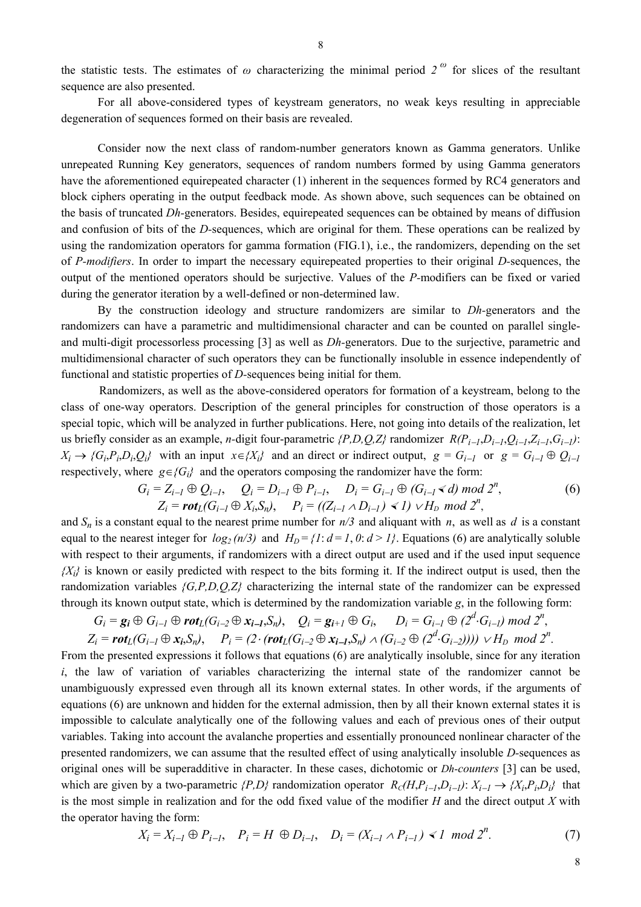the statistic tests. The estimates of $\omega$ characterizing the minimal period $2^{\omega}$ for slices of the resultant sequence are also presented.

For all above-considered types of keystream generators, no weak keys resulting in appreciable degeneration of sequences formed on their basis are revealed.

Consider now the next class of random-number generators known as Gamma generators. Unlike unrepeated Running Key generators, sequences of random numbers formed by using Gamma generators have the aforementioned equirepeated character (1) inherent in the sequences formed by RC4 generators and block ciphers operating in the output feedback mode. As shown above, such sequences can be obtained on the basis of truncated *Dh*-generators. Besides, equirepeated sequences can be obtained by means of diffusion and confusion of bits of the *D*-sequences, which are original for them. These operations can be realized by using the randomization operators for gamma formation (FIG.1), i.e., the randomizers, depending on the set of *P-modifiers*. In order to impart the necessary equirepeated properties to their original *D*-sequences, the output of the mentioned operators should be surjective. Values of the *P*-modifiers can be fixed or varied during the generator iteration by a well-defined or non-determined law.

By the construction ideology and structure randomizers are similar to *Dh*-generators and the randomizers can have a parametric and multidimensional character and can be counted on parallel single- and multi-digit processorless processing [3] as well as *Dh*-generators. Due to the surjective, parametric and multidimensional character of such operators they can be functionally insoluble in essence independently of functional and statistic properties of *D*-sequences being initial for them.

Randomizers, as well as the above-considered operators for formation of a keystream, belong to the class of one-way operators. Description of the general principles for construction of those operators is a special topic, which will be analyzed in further publications. Here, not going into details of the realization, let us briefly consider as an example, *n*-digit four-parametric $\{P,D,Q,Z\}$ randomizer $R(P_{i-1},D_{i-1},Q_{i-1},Z_{i-1},G_{i-1})$: $X_i \to \{G_i,P_i,D_i,Q_i\}$ with an input $x\in\{X_i\}$ and an direct or indirect output, $g = G_{i-1}$ or $g = G_{i-1} \oplus Q_{i-1}$ respectively, where $g\in\{G_i\}$ and the operators composing the randomizer have the form:

$$G_i = Z_{i-1} \oplus Q_{i-1}, \quad Q_i = D_{i-1} \oplus P_{i-1}, \quad D_i = G_{i-1} \oplus (G_{i-1} \prec d) \bmod 2^n, \tag{6}$$
$$Z_i = \mathbf{rot}_L(G_{i-1} \oplus X_i,S_n), \quad P_i = ((Z_{i-1} \wedge D_{i-1}) \prec 1) \vee H_D \bmod 2^n,$$

and $S_n$ is a constant equal to the nearest prime number for $n/3$ and aliquant with $n$, as well as $d$ is a constant equal to the nearest integer for $\log_2(n/3)$ and $H_D = \{1: d = 1, 0: d > 1\}$. Equations (6) are analytically soluble with respect to their arguments, if randomizers with a direct output are used and if the used input sequence $\{X_i\}$ is known or easily predicted with respect to the bits forming it. If the indirect output is used, then the randomization variables $\{G,P,D,Q,Z\}$ characterizing the internal state of the randomizer can be expressed through its known output state, which is determined by the randomization variable $g$, in the following form:

$$G_i = \mathbf{g_i} \oplus G_{i-1} \oplus \mathbf{rot}_L(G_{i-2} \oplus \mathbf{x_{i-1}},S_n), \quad Q_i = \mathbf{g_{i+1}} \oplus G_i, \quad D_i = G_{i-1} \oplus (2^d \cdot G_{i-1}) \bmod 2^n,$$
$$Z_i = \mathbf{rot}_L(G_{i-1} \oplus \mathbf{x_i},S_n), \quad P_i = (2 \cdot (\mathbf{rot}_L(G_{i-2} \oplus \mathbf{x_{i-1}},S_n) \wedge (G_{i-2} \oplus (2^d \cdot G_{i-2})))) \vee H_D \bmod 2^n.$$

From the presented expressions it follows that equations (6) are analytically insoluble, since for any iteration $i$, the law of variation of variables characterizing the internal state of the randomizer cannot be unambiguously expressed even through all its known external states. In other words, if the arguments of equations (6) are unknown and hidden for the external admission, then by all their known external states it is impossible to calculate analytically one of the following values and each of previous ones of their output variables. Taking into account the avalanche properties and essentially pronounced nonlinear character of the presented randomizers, we can assume that the resulted effect of using analytically insoluble *D*-sequences as original ones will be superadditive in character. In these cases, dichotomic or *Dh-counters* [3] can be used, which are given by a two-parametric $\{P,D\}$ randomization operator $R_C(H,P_{i-1},D_{i-1})$: $X_{i-1} \to \{X_i,P_i,D_i\}$ that is the most simple in realization and for the odd fixed value of the modifier $H$ and the direct output $X$ with the operator having the form:

$$X_i = X_{i-1} \oplus P_{i-1}, \quad P_i = H \oplus D_{i-1}, \quad D_i = (X_{i-1} \wedge P_{i-1}) \prec 1 \bmod 2^n. \tag{7}$$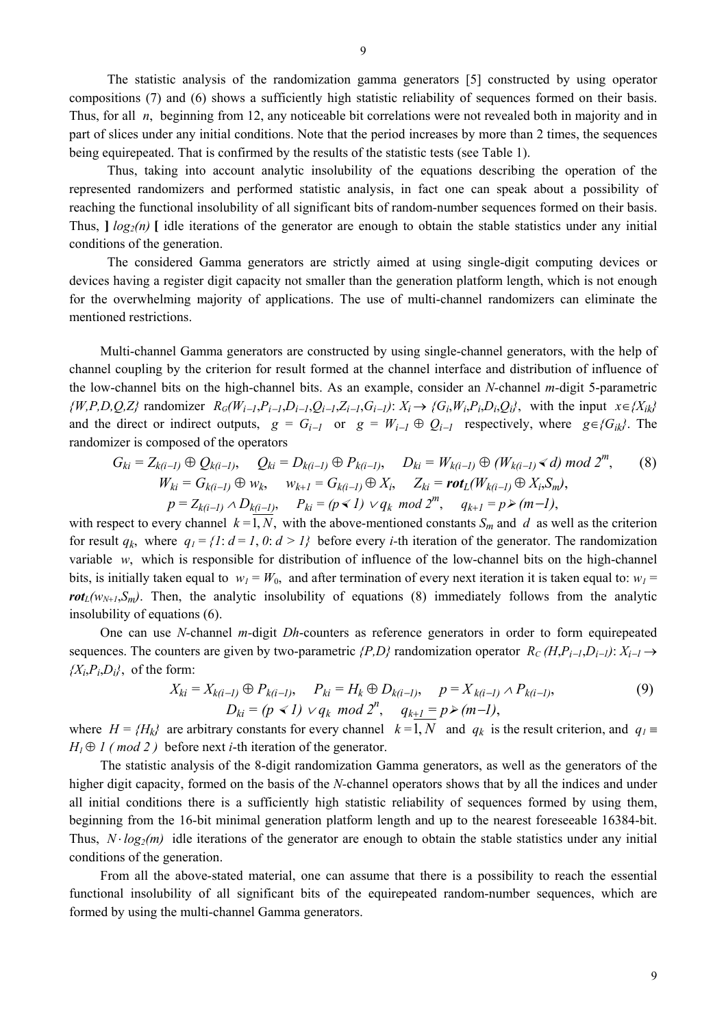The statistic analysis of the randomization gamma generators [5] constructed by using operator compositions (7) and (6) shows a sufficiently high statistic reliability of sequences formed on their basis. Thus, for all $n$, beginning from 12, any noticeable bit correlations were not revealed both in majority and in part of slices under any initial conditions. Note that the period increases by more than 2 times, the sequences being equirepeated. That is confirmed by the results of the statistic tests (see Table 1).

Thus, taking into account analytic insolubility of the equations describing the operation of the represented randomizers and performed statistic analysis, in fact one can speak about a possibility of reaching the functional insolubility of all significant bits of random-number sequences formed on their basis. Thus, $]\, log_2(n)\, [$ idle iterations of the generator are enough to obtain the stable statistics under any initial conditions of the generation.

The considered Gamma generators are strictly aimed at using single-digit computing devices or devices having a register digit capacity not smaller than the generation platform length, which is not enough for the overwhelming majority of applications. The use of multi-channel randomizers can eliminate the mentioned restrictions.

Multi-channel Gamma generators are constructed by using single-channel generators, with the help of channel coupling by the criterion for result formed at the channel interface and distribution of influence of the low-channel bits on the high-channel bits. As an example, consider an $N$-channel $m$-digit 5-parametric $\{W,P,D,Q,Z\}$ randomizer $R_G(W_{i-1},P_{i-1},D_{i-1},Q_{i-1},Z_{i-1},G_{i-1})$: $X_i \rightarrow \{G_i,W_i,P_i,D_i,Q_i\}$, with the input $x \in \{X_{ik}\}$ and the direct or indirect outputs, $g = G_{i-1}$ or $g = W_{i-1} \oplus Q_{i-1}$ respectively, where $g \in \{G_{ik}\}$. The randomizer is composed of the operators

$$G_{ki} = Z_{k(i-1)} \oplus Q_{k(i-1)}, \quad Q_{ki} = D_{k(i-1)} \oplus P_{k(i-1)}, \quad D_{ki} = W_{k(i-1)} \oplus (W_{k(i-1)} \prec d) \bmod 2^m, \tag{8}$$
$$W_{ki} = G_{k(i-1)} \oplus w_k, \quad w_{k+1} = G_{k(i-1)} \oplus X_i, \quad Z_{ki} = \boldsymbol{rot}_L(W_{k(i-1)} \oplus X_i, S_m),$$
$$p = Z_{k(i-1)} \wedge \overline{D_{k(i-1)}}, \quad P_{ki} = (p \prec 1) \vee q_k \bmod 2^m, \quad q_{k+1} = p \succ (m-1),$$

with respect to every channel $k = \overline{1,N}$, with the above-mentioned constants $S_m$ and $d$ as well as the criterion for result $q_k$, where $q_1 = \{1{:}\ d = 1,\ 0{:}\ d > 1\}$ before every $i$-th iteration of the generator. The randomization variable $w$, which is responsible for distribution of influence of the low-channel bits on the high-channel bits, is initially taken equal to $w_1 = W_0$, and after termination of every next iteration it is taken equal to: $w_1 = \boldsymbol{rot}_L(w_{N+1},S_m)$. Then, the analytic insolubility of equations (8) immediately follows from the analytic insolubility of equations (6).

One can use $N$-channel $m$-digit $Dh$-counters as reference generators in order to form equirepeated sequences. The counters are given by two-parametric $\{P,D\}$ randomization operator $R_C\,(H,P_{i-1},D_{i-1})$: $X_{i-1} \rightarrow \{X_i,P_i,D_i\}$, of the form:

$$X_{ki} = X_{k(i-1)} \oplus P_{k(i-1)}, \quad P_{ki} = H_k \oplus D_{k(i-1)}, \quad p = X_{k(i-1)} \wedge P_{k(i-1)}, \tag{9}$$
$$D_{ki} = (p \prec 1) \vee q_k \bmod 2^n, \quad \underline{q_{k+1}} = p \succ (m-1),$$

where $H = \{H_k\}$ are arbitrary constants for every channel $k = \overline{1,N}$ and $q_k$ is the result criterion, and $q_1 \equiv H_1 \oplus 1\ (\bmod 2)$ before next $i$-th iteration of the generator.

The statistic analysis of the 8-digit randomization Gamma generators, as well as the generators of the higher digit capacity, formed on the basis of the $N$-channel operators shows that by all the indices and under all initial conditions there is a sufficiently high statistic reliability of sequences formed by using them, beginning from the 16-bit minimal generation platform length and up to the nearest foreseeable 16384-bit. Thus, $N \cdot log_2(m)$ idle iterations of the generator are enough to obtain the stable statistics under any initial conditions of the generation.

From all the above-stated material, one can assume that there is a possibility to reach the essential functional insolubility of all significant bits of the equirepeated random-number sequences, which are formed by using the multi-channel Gamma generators.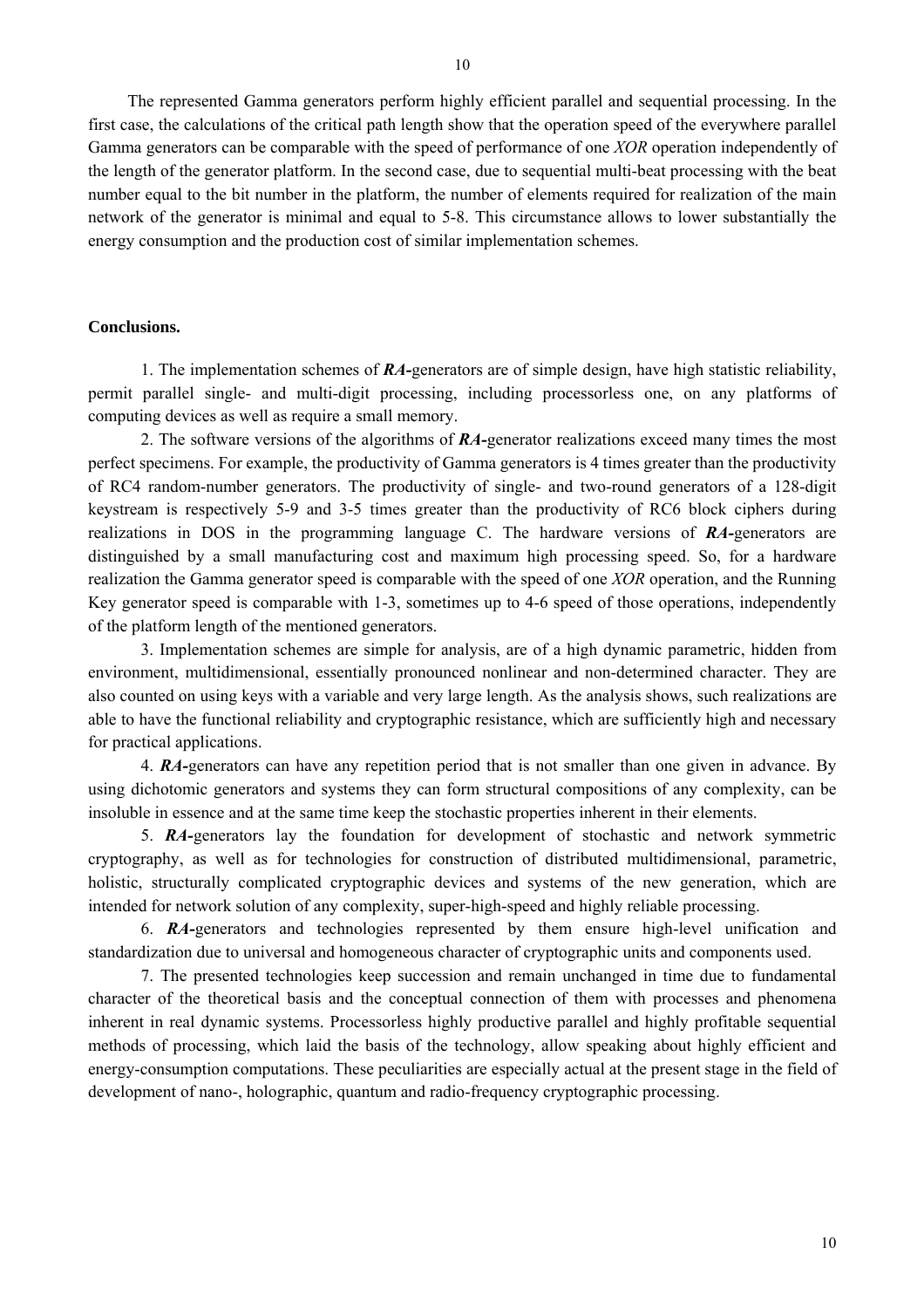The represented Gamma generators perform highly efficient parallel and sequential processing. In the first case, the calculations of the critical path length show that the operation speed of the everywhere parallel Gamma generators can be comparable with the speed of performance of one *XOR* operation independently of the length of the generator platform. In the second case, due to sequential multi-beat processing with the beat number equal to the bit number in the platform, the number of elements required for realization of the main network of the generator is minimal and equal to 5-8. This circumstance allows to lower substantially the energy consumption and the production cost of similar implementation schemes.

**Conclusions.**

1. The implementation schemes of ***RA-***generators are of simple design, have high statistic reliability, permit parallel single- and multi-digit processing, including processorless one, on any platforms of computing devices as well as require a small memory.

2. The software versions of the algorithms of ***RA-***generator realizations exceed many times the most perfect specimens. For example, the productivity of Gamma generators is 4 times greater than the productivity of RC4 random-number generators. The productivity of single- and two-round generators of a 128-digit keystream is respectively 5-9 and 3-5 times greater than the productivity of RC6 block ciphers during realizations in DOS in the programming language C. The hardware versions of ***RA-***generators are distinguished by a small manufacturing cost and maximum high processing speed. So, for a hardware realization the Gamma generator speed is comparable with the speed of one *XOR* operation, and the Running Key generator speed is comparable with 1-3, sometimes up to 4-6 speed of those operations, independently of the platform length of the mentioned generators.

3. Implementation schemes are simple for analysis, are of a high dynamic parametric, hidden from environment, multidimensional, essentially pronounced nonlinear and non-determined character. They are also counted on using keys with a variable and very large length. As the analysis shows, such realizations are able to have the functional reliability and cryptographic resistance, which are sufficiently high and necessary for practical applications.

4. ***RA-***generators can have any repetition period that is not smaller than one given in advance. By using dichotomic generators and systems they can form structural compositions of any complexity, can be insoluble in essence and at the same time keep the stochastic properties inherent in their elements.

5. ***RA-***generators lay the foundation for development of stochastic and network symmetric cryptography, as well as for technologies for construction of distributed multidimensional, parametric, holistic, structurally complicated cryptographic devices and systems of the new generation, which are intended for network solution of any complexity, super-high-speed and highly reliable processing.

6. ***RA-***generators and technologies represented by them ensure high-level unification and standardization due to universal and homogeneous character of cryptographic units and components used.

7. The presented technologies keep succession and remain unchanged in time due to fundamental character of the theoretical basis and the conceptual connection of them with processes and phenomena inherent in real dynamic systems. Processorless highly productive parallel and highly profitable sequential methods of processing, which laid the basis of the technology, allow speaking about highly efficient and energy-consumption computations. These peculiarities are especially actual at the present stage in the field of development of nano-, holographic, quantum and radio-frequency cryptographic processing.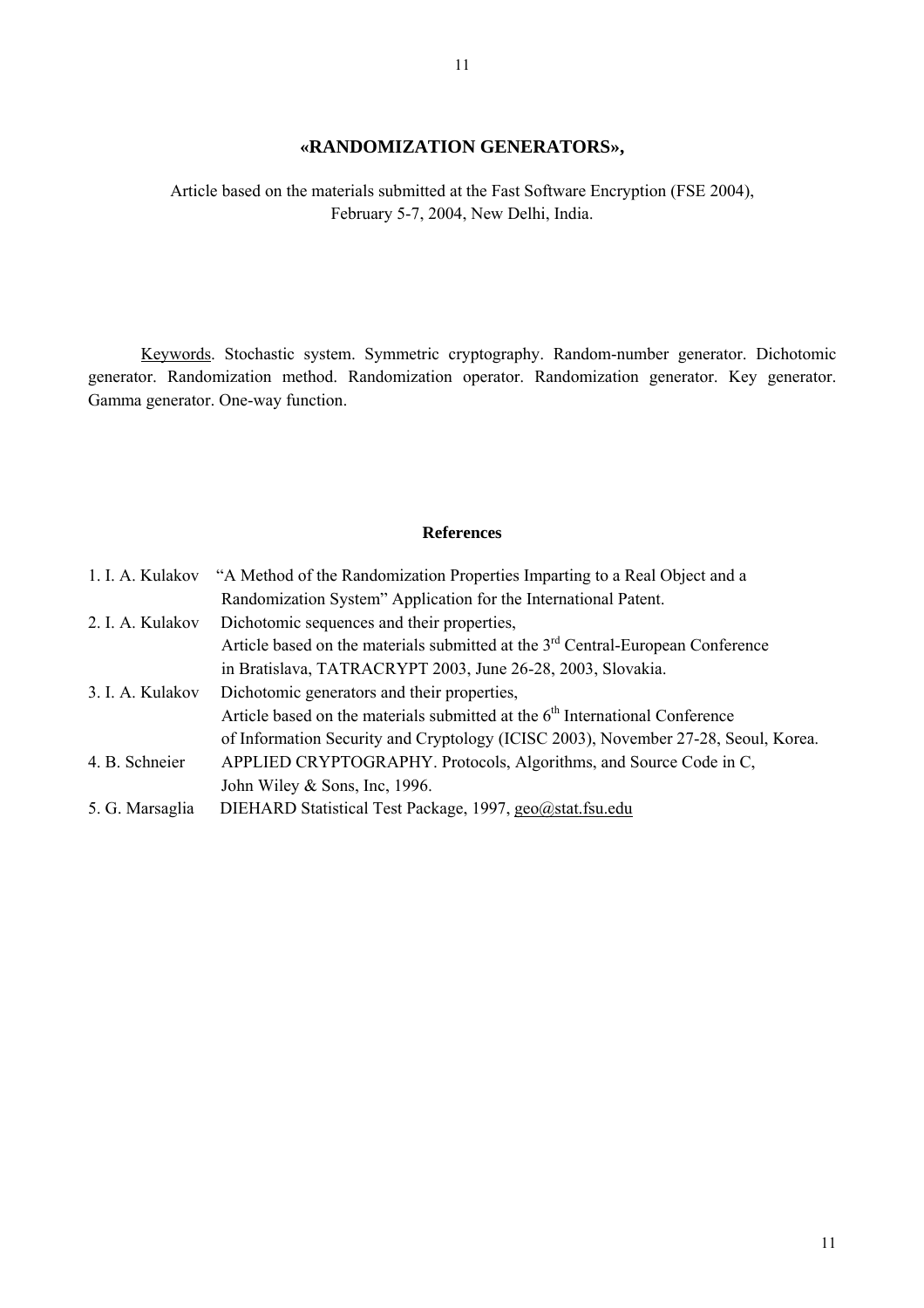## «RANDOMIZATION GENERATORS»,

Article based on the materials submitted at the Fast Software Encryption (FSE 2004), February 5-7, 2004, New Delhi, India.

Keywords. Stochastic system. Symmetric cryptography. Random-number generator. Dichotomic generator. Randomization method. Randomization operator. Randomization generator. Key generator. Gamma generator. One-way function.

### References

1. I. A. Kulakov "A Method of the Randomization Properties Imparting to a Real Object and a Randomization System" Application for the International Patent.
2. I. A. Kulakov Dichotomic sequences and their properties, Article based on the materials submitted at the 3rd Central-European Conference in Bratislava, TATRACRYPT 2003, June 26-28, 2003, Slovakia.
3. I. A. Kulakov Dichotomic generators and their properties, Article based on the materials submitted at the 6th International Conference of Information Security and Cryptology (ICISC 2003), November 27-28, Seoul, Korea.
4. B. Schneier APPLIED CRYPTOGRAPHY. Protocols, Algorithms, and Source Code in C, John Wiley & Sons, Inc, 1996.
5. G. Marsaglia DIEHARD Statistical Test Package, 1997, geo@stat.fsu.edu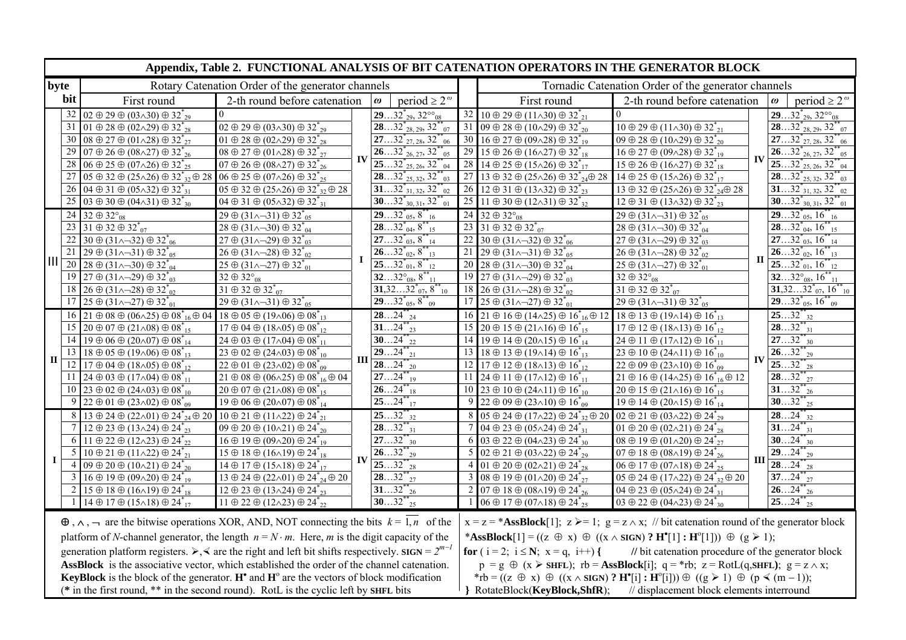# Appendix, Table 2. FUNCTIONAL ANALYSIS OF BIT CATENATION OPERATORS IN THE GENERATOR BLOCK

| byte | bit | Rotary Catenation Order of the generator channels | | | | bit | Tornadic Catenation Order of the generator channels | | | |
|---|---|---|---|---|---|---|---|---|---|---|
| | | First round | 2-th round before catenation | $\omega$ | period $\geq 2^{\omega}$ | | First round | 2-th round before catenation | $\omega$ | period $\geq 2^{\omega}$ |
| IV | 32 | $02 \oplus 29 \oplus (03 \wedge 30) \oplus 32^*_{29}$ | 0 | IV | $29 \ldots 32^*_{29}, 32^{\circ\circ}_{08}$ | 32 | $10 \oplus 29 \oplus (11 \wedge 30) \oplus 32^*_{21}$ | 0 | IV | $29 \ldots 32^*_{29}, 32^{\circ\circ}_{08}$ |
| | 31 | $01 \oplus 28 \oplus (02 \wedge 29) \oplus 32^*_{28}$ | $02 \oplus 29 \oplus (03 \wedge 30) \oplus 32^*_{29}$ | | $28 \ldots 32^*_{28,29}, 32^{**}_{07}$ | 31 | $09 \oplus 28 \oplus (10 \wedge 29) \oplus 32^*_{20}$ | $10 \oplus 29 \oplus (11 \wedge 30) \oplus 32^*_{21}$ | | $28 \ldots 32^*_{28,29}, 32^{**}_{07}$ |
| | 30 | $08 \oplus 27 \oplus (01 \wedge 28) \oplus 32^*_{27}$ | $01 \oplus 28 \oplus (02 \wedge 29) \oplus 32^*_{28}$ | | $27 \ldots 32^*_{27,28}, 32^{**}_{06}$ | 30 | $16 \oplus 27 \oplus (09 \wedge 28) \oplus 32^*_{19}$ | $09 \oplus 28 \oplus (10 \wedge 29) \oplus 32^*_{20}$ | | $27 \ldots 32^*_{27,28}, 32^{**}_{06}$ |
| | 29 | $07 \oplus 26 \oplus (08 \wedge 27) \oplus 32^*_{26}$ | $08 \oplus 27 \oplus (01 \wedge 28) \oplus 32^*_{27}$ | | $26 \ldots 32^*_{26,27}, 32^{**}_{05}$ | 29 | $15 \oplus 26 \oplus (16 \wedge 27) \oplus 32^*_{18}$ | $16 \oplus 27 \oplus (09 \wedge 28) \oplus 32^*_{19}$ | | $26 \ldots 32^*_{26,27}, 32^{**}_{05}$ |
| | 28 | $06 \oplus 25 \oplus (07 \wedge 26) \oplus 32^*_{25}$ | $07 \oplus 26 \oplus (08 \wedge 27) \oplus 32^*_{26}$ | | $25 \ldots 32^*_{25,26}, 32^{**}_{04}$ | 28 | $14 \oplus 25 \oplus (15 \wedge 26) \oplus 32^*_{17}$ | $15 \oplus 26 \oplus (16 \wedge 27) \oplus 32^*_{18}$ | | $25 \ldots 32^*_{25,26}, 32^{**}_{04}$ |
| | 27 | $05 \oplus 32 \oplus (25 \wedge 26) \oplus 32^*_{32} \oplus 28$ | $06 \oplus 25 \oplus (07 \wedge 26) \oplus 32^*_{25}$ | | $28 \ldots 32^*_{25,32}, 32^{**}_{03}$ | 27 | $13 \oplus 32 \oplus (25 \wedge 26) \oplus 32^*_{24} \oplus 28$ | $14 \oplus 25 \oplus (15 \wedge 26) \oplus 32^*_{17}$ | | $28 \ldots 32^*_{25,32}, 32^{**}_{03}$ |
| | 26 | $04 \oplus 31 \oplus (05 \wedge 32) \oplus 32^*_{31}$ | $05 \oplus 32 \oplus (25 \wedge 26) \oplus 32^*_{32} \oplus 28$ | | $31 \ldots 32^*_{31,32}, 32^{**}_{02}$ | 26 | $12 \oplus 31 \oplus (13 \wedge 32) \oplus 32^*_{23}$ | $13 \oplus 32 \oplus (25 \wedge 26) \oplus 32^*_{24} \oplus 28$ | | $31 \ldots 32^*_{31,32}, 32^{**}_{02}$ |
| | 25 | $03 \oplus 30 \oplus (04 \wedge 31) \oplus 32^*_{30}$ | $04 \oplus 31 \oplus (05 \wedge 32) \oplus 32^*_{31}$ | | $30 \ldots 32^*_{30,31}, 32^{**}_{01}$ | 25 | $11 \oplus 30 \oplus (12 \wedge 31) \oplus 32^*_{32}$ | $12 \oplus 31 \oplus (13 \wedge 32) \oplus 32^*_{23}$ | | $30 \ldots 32^*_{30,31}, 32^{**}_{01}$ |
| III | 24 | $32 \oplus 32^{\circ}_{08}$ | $29 \oplus (31 \wedge \neg 31) \oplus 32^*_{05}$ | I | $29 \ldots 32^*_{05}, 8^{**}_{16}$ | 24 | $32 \oplus 32^{\circ}_{08}$ | $29 \oplus (31 \wedge \neg 31) \oplus 32^*_{05}$ | II | $29 \ldots 32^*_{05}, 16^{**}_{16}$ |
| | 23 | $31 \oplus 32 \oplus 32^*_{07}$ | $28 \oplus (31 \wedge \neg 30) \oplus 32^*_{04}$ | | $28 \ldots 32^*_{04}, 8^{**}_{15}$ | 23 | $31 \oplus 32 \oplus 32^*_{07}$ | $28 \oplus (31 \wedge \neg 30) \oplus 32^*_{04}$ | | $28 \ldots 32^*_{04}, 16^{**}_{15}$ |
| | 22 | $30 \oplus (31 \wedge \neg 32) \oplus 32^*_{06}$ | $27 \oplus (31 \wedge \neg 29) \oplus 32^*_{03}$ | | $27 \ldots 32^*_{03}, 8^{**}_{14}$ | 22 | $30 \oplus (31 \wedge \neg 32) \oplus 32^*_{06}$ | $27 \oplus (31 \wedge \neg 29) \oplus 32^*_{03}$ | | $27 \ldots 32^*_{03}, 16^{**}_{14}$ |
| | 21 | $29 \oplus (31 \wedge \neg 31) \oplus 32^*_{05}$ | $26 \oplus (31 \wedge \neg 28) \oplus 32^*_{02}$ | | $26 \ldots 32^*_{02}, 8^{**}_{13}$ | 21 | $29 \oplus (31 \wedge \neg 31) \oplus 32^*_{05}$ | $26 \oplus (31 \wedge \neg 28) \oplus 32^*_{02}$ | | $26 \ldots 32^*_{02}, 16^{**}_{13}$ |
| | 20 | $28 \oplus (31 \wedge \neg 30) \oplus 32^*_{04}$ | $25 \oplus (31 \wedge \neg 27) \oplus 32^*_{01}$ | | $25 \ldots 32^*_{01}, 8^{**}_{12}$ | 20 | $28 \oplus (31 \wedge \neg 30) \oplus 32^*_{04}$ | $25 \oplus (31 \wedge \neg 27) \oplus 32^*_{01}$ | | $25 \ldots 32^*_{01}, 16^{**}_{12}$ |
| | 19 | $27 \oplus (31 \wedge \neg 29) \oplus 32^*_{03}$ | $32 \oplus 32^{\circ}_{08}$ | | $32 \ldots 32^{\circ}_{08}, 8^{**}_{11}$ | 19 | $27 \oplus (31 \wedge \neg 29) \oplus 32^*_{03}$ | $32 \oplus 32^{\circ}_{08}$ | | $32 \ldots 32^{\circ}_{08}, 16^{**}_{11}$ |
| | 18 | $26 \oplus (31 \wedge \neg 28) \oplus 32^*_{02}$ | $31 \oplus 32 \oplus 32^*_{07}$ | | $31,32 \ldots 32^*_{07}, 8^{**}_{10}$ | 18 | $26 \oplus (31 \wedge \neg 28) \oplus 32^*_{02}$ | $31 \oplus 32 \oplus 32^*_{07}$ | | $31,32 \ldots 32^*_{07}, 16^{**}_{10}$ |
| | 17 | $25 \oplus (31 \wedge \neg 27) \oplus 32^*_{01}$ | $29 \oplus (31 \wedge \neg 31) \oplus 32^*_{05}$ | | $29 \ldots 32^*_{05}, 8^{**}_{09}$ | 17 | $25 \oplus (31 \wedge \neg 27) \oplus 32^*_{01}$ | $29 \oplus (31 \wedge \neg 31) \oplus 32^*_{05}$ | | $29 \ldots 32^*_{05}, 16^{**}_{09}$ |
| II | 16 | $21 \oplus 08 \oplus (06 \wedge 25) \oplus 08^*_{16} \oplus 04$ | $18 \oplus 05 \oplus (19 \wedge 06) \oplus 08^*_{13}$ | III | $28 \ldots 24^{**}_{24}$ | 16 | $21 \oplus 16 \oplus (14 \wedge 25) \oplus 16^*_{16} \oplus 12$ | $18 \oplus 13 \oplus (19 \wedge 14) \oplus 16^*_{13}$ | IV | $25 \ldots 32^{**}_{32}$ |
| | 15 | $20 \oplus 07 \oplus (21 \wedge 08) \oplus 08^*_{15}$ | $17 \oplus 04 \oplus (18 \wedge 05) \oplus 08^*_{12}$ | | $31 \ldots 24^{**}_{23}$ | 15 | $20 \oplus 15 \oplus (21 \wedge 16) \oplus 16^*_{15}$ | $17 \oplus 12 \oplus (18 \wedge 13) \oplus 16^*_{12}$ | | $28 \ldots 32^{**}_{31}$ |
| | 14 | $19 \oplus 06 \oplus (20 \wedge 07) \oplus 08^*_{14}$ | $24 \oplus 03 \oplus (17 \wedge 04) \oplus 08^*_{11}$ | | $30 \ldots 24^{**}_{22}$ | 14 | $19 \oplus 14 \oplus (20 \wedge 15) \oplus 16^*_{14}$ | $24 \oplus 11 \oplus (17 \wedge 12) \oplus 16^*_{11}$ | | $27 \ldots 32^{**}_{30}$ |
| | 13 | $18 \oplus 05 \oplus (19 \wedge 06) \oplus 08^*_{13}$ | $23 \oplus 02 \oplus (24 \wedge 03) \oplus 08^*_{10}$ | | $29 \ldots 24^{**}_{21}$ | 13 | $18 \oplus 13 \oplus (19 \wedge 14) \oplus 16^*_{13}$ | $23 \oplus 10 \oplus (24 \wedge 11) \oplus 16^*_{10}$ | | $26 \ldots 32^{**}_{29}$ |
| | 12 | $17 \oplus 04 \oplus (18 \wedge 05) \oplus 08^*_{12}$ | $22 \oplus 01 \oplus (23 \wedge 02) \oplus 08^*_{09}$ | | $28 \ldots 24^{**}_{20}$ | 12 | $17 \oplus 12 \oplus (18 \wedge 13) \oplus 16^*_{12}$ | $22 \oplus 09 \oplus (23 \wedge 10) \oplus 16^*_{09}$ | | $25 \ldots 32^{**}_{28}$ |
| | 11 | $24 \oplus 03 \oplus (17 \wedge 04) \oplus 08^*_{11}$ | $21 \oplus 08 \oplus (06 \wedge 25) \oplus 08^*_{16} \oplus 04$ | | $27 \ldots 24^{**}_{19}$ | 11 | $24 \oplus 11 \oplus (17 \wedge 12) \oplus 16^*_{11}$ | $21 \oplus 16 \oplus (14 \wedge 25) \oplus 16^*_{16} \oplus 12$ | | $28 \ldots 32^{**}_{27}$ |
| | 10 | $23 \oplus 02 \oplus (24 \wedge 03) \oplus 08^*_{10}$ | $20 \oplus 07 \oplus (21 \wedge 08) \oplus 08^*_{15}$ | | $26 \ldots 24^{**}_{18}$ | 10 | $23 \oplus 10 \oplus (24 \wedge 11) \oplus 16^*_{10}$ | $20 \oplus 15 \oplus (21 \wedge 16) \oplus 16^*_{15}$ | | $31 \ldots 32^{**}_{26}$ |
| | 9 | $22 \oplus 01 \oplus (23 \wedge 02) \oplus 08^*_{09}$ | $19 \oplus 06 \oplus (20 \wedge 07) \oplus 08^*_{14}$ | | $25 \ldots 24^{**}_{17}$ | 9 | $22 \oplus 09 \oplus (23 \wedge 10) \oplus 16^*_{09}$ | $19 \oplus 14 \oplus (20 \wedge 15) \oplus 16^*_{14}$ | | $30 \ldots 32^{**}_{25}$ |
| I | 8 | $13 \oplus 24 \oplus (22 \wedge 01) \oplus 24^*_{24} \oplus 20$ | $10 \oplus 21 \oplus (11 \wedge 22) \oplus 24^*_{21}$ | IV | $25 \ldots 32^{**}_{32}$ | 8 | $05 \oplus 24 \oplus (17 \wedge 22) \oplus 24^*_{32} \oplus 20$ | $02 \oplus 21 \oplus (03 \wedge 22) \oplus 24^*_{29}$ | III | $28 \ldots 24^{**}_{32}$ |
| | 7 | $12 \oplus 23 \oplus (13 \wedge 24) \oplus 24^*_{23}$ | $09 \oplus 20 \oplus (10 \wedge 21) \oplus 24^*_{20}$ | | $28 \ldots 32^{**}_{31}$ | 7 | $04 \oplus 23 \oplus (05 \wedge 24) \oplus 24^*_{31}$ | $01 \oplus 20 \oplus (02 \wedge 21) \oplus 24^*_{28}$ | | $31 \ldots 24^{**}_{31}$ |
| | 6 | $11 \oplus 22 \oplus (12 \wedge 23) \oplus 24^*_{22}$ | $16 \oplus 19 \oplus (09 \wedge 20) \oplus 24^*_{19}$ | | $27 \ldots 32^{**}_{30}$ | 6 | $03 \oplus 22 \oplus (04 \wedge 23) \oplus 24^*_{30}$ | $08 \oplus 19 \oplus (01 \wedge 20) \oplus 24^*_{27}$ | | $30 \ldots 24^{**}_{30}$ |
| | 5 | $10 \oplus 21 \oplus (11 \wedge 22) \oplus 24^*_{21}$ | $15 \oplus 18 \oplus (16 \wedge 19) \oplus 24^*_{18}$ | | $26 \ldots 32^{**}_{29}$ | 5 | $02 \oplus 21 \oplus (03 \wedge 22) \oplus 24^*_{29}$ | $07 \oplus 18 \oplus (08 \wedge 19) \oplus 24^*_{26}$ | | $29 \ldots 24^{**}_{29}$ |
| | 4 | $09 \oplus 20 \oplus (10 \wedge 21) \oplus 24^*_{20}$ | $14 \oplus 17 \oplus (15 \wedge 18) \oplus 24^*_{17}$ | | $25 \ldots 32^{**}_{28}$ | 4 | $01 \oplus 20 \oplus (02 \wedge 21) \oplus 24^*_{28}$ | $06 \oplus 17 \oplus (07 \wedge 18) \oplus 24^*_{25}$ | | $28 \ldots 24^{**}_{28}$ |
| | 3 | $16 \oplus 19 \oplus (09 \wedge 20) \oplus 24^*_{19}$ | $13 \oplus 24 \oplus (22 \wedge 01) \oplus 24^*_{24} \oplus 20$ | | $28 \ldots 32^{**}_{27}$ | 3 | $08 \oplus 19 \oplus (01 \wedge 20) \oplus 24^*_{27}$ | $05 \oplus 24 \oplus (17 \wedge 22) \oplus 24^*_{32} \oplus 20$ | | $37 \ldots 24^{**}_{27}$ |
| | 2 | $15 \oplus 18 \oplus (16 \wedge 19) \oplus 24^*_{18}$ | $12 \oplus 23 \oplus (13 \wedge 24) \oplus 24^*_{23}$ | | $31 \ldots 32^{**}_{26}$ | 2 | $07 \oplus 18 \oplus (08 \wedge 19) \oplus 24^*_{26}$ | $04 \oplus 23 \oplus (05 \wedge 24) \oplus 24^*_{31}$ | | $26 \ldots 24^{**}_{26}$ |
| | 1 | $14 \oplus 17 \oplus (15 \wedge 18) \oplus 24^*_{17}$ | $11 \oplus 22 \oplus (12 \wedge 23) \oplus 24^*_{22}$ | | $30 \ldots 32^{**}_{25}$ | 1 | $06 \oplus 17 \oplus (07 \wedge 18) \oplus 24^*_{25}$ | $03 \oplus 22 \oplus (04 \wedge 23) \oplus 24^*_{30}$ | | $25 \ldots 24^{**}_{25}$ |

$\oplus, \wedge, \neg$ are the bitwise operations XOR, AND, NOT connecting the bits $k = \overline{1,n}$ of the platform of $N$-channel generator, the length $n = N \cdot m$. Here, $m$ is the digit capacity of the generation platform registers. $\succ, \prec$ are the right and left bit shifts respectively. SIGN $= 2^{m-1}$ **AssBlock** is the associative vector, which established the order of the channel catenation. **KeyBlock** is the block of the generator. $\mathbf{H}^{\bullet}$ and $\mathbf{H}^{\circ}$ are the vectors of block modification (* in the first round, ** in the second round). RotL is the cyclic left by SHFL bits

```
x = z = *AssBlock[1]; z ≻= 1; g = z ∧ x; // bit catenation round of the generator block
*AssBlock[1] = ((z ⊕ x) ⊕ ((x ∧ SIGN) ? H•[1] : H°[1])) ⊕ (g ≻ 1);
for ( i = 2; i ≤ N; x = q, i++) {      // bit catenation procedure of the generator block
    p = g ⊕ (x ≻ SHFL); rb = AssBlock[i]; q = *rb; z = RotL(q,SHFL); g = z ∧ x;
    *rb = ((z ⊕ x) ⊕ ((x ∧ SIGN) ? H•[i] : H°[i])) ⊕ ((g ≻ 1) ⊕ (p ≺ (m – 1));
} RotateBlock(KeyBlock,ShfR);    // displacement block elements interround
```